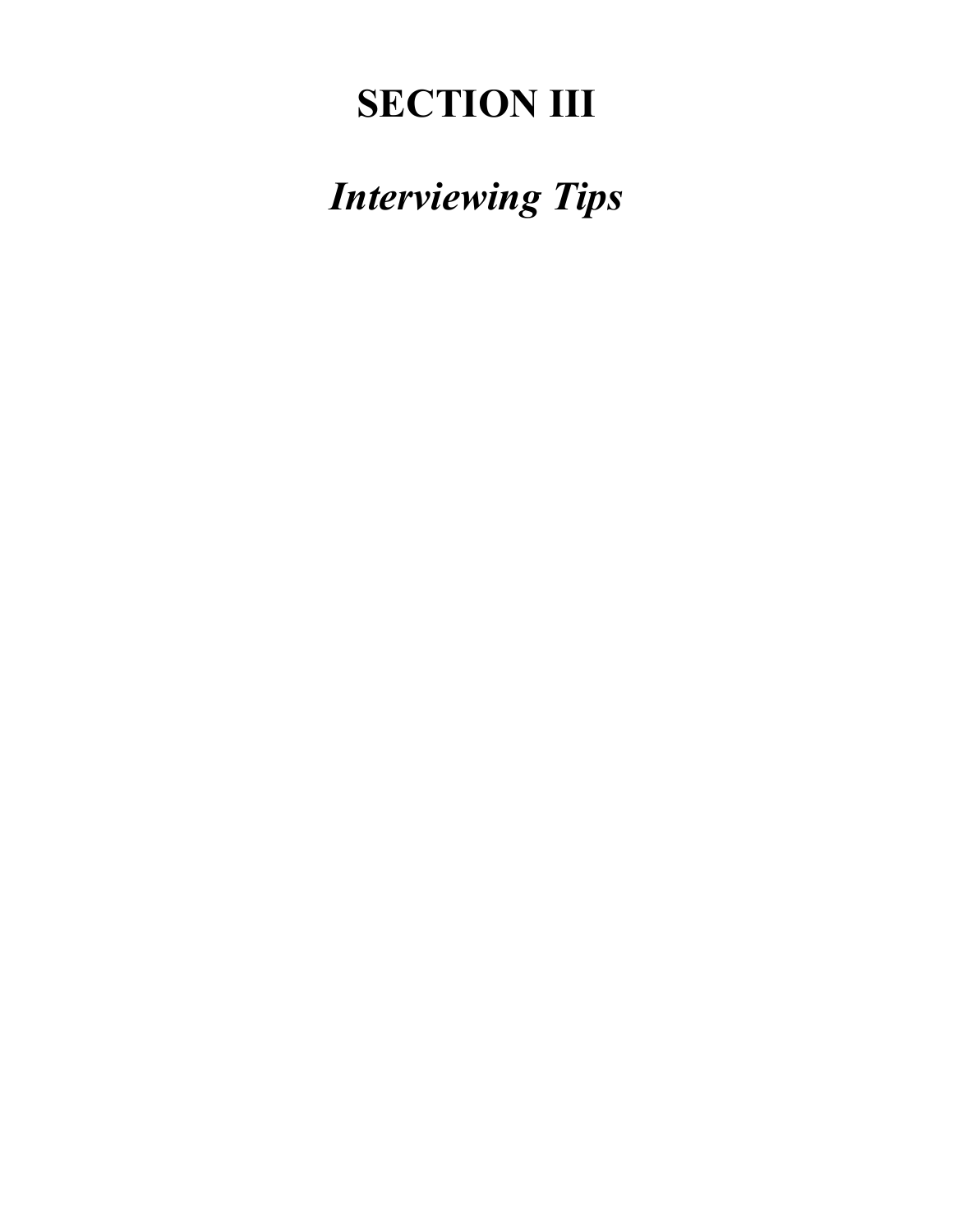# SECTION III

## *Interviewing Tips*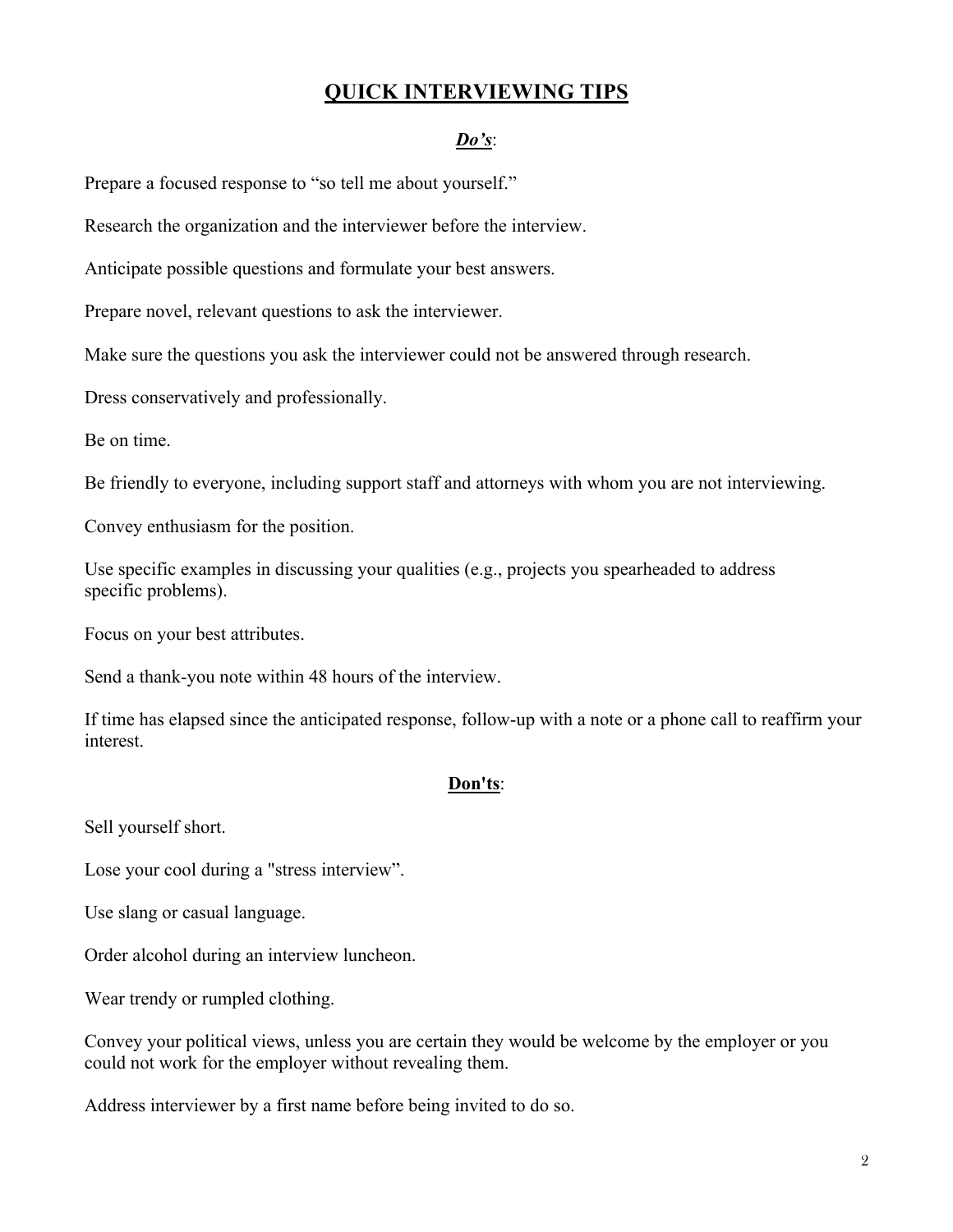# QUICK INTERVIEWING TIPS

***Do's***:

Prepare a focused response to "so tell me about yourself."

Research the organization and the interviewer before the interview.

Anticipate possible questions and formulate your best answers.

Prepare novel, relevant questions to ask the interviewer.

Make sure the questions you ask the interviewer could not be answered through research.

Dress conservatively and professionally.

Be on time.

Be friendly to everyone, including support staff and attorneys with whom you are not interviewing.

Convey enthusiasm for the position.

Use specific examples in discussing your qualities (e.g., projects you spearheaded to address specific problems).

Focus on your best attributes.

Send a thank-you note within 48 hours of the interview.

If time has elapsed since the anticipated response, follow-up with a note or a phone call to reaffirm your interest.

**Don'ts**:

Sell yourself short.

Lose your cool during a "stress interview".

Use slang or casual language.

Order alcohol during an interview luncheon.

Wear trendy or rumpled clothing.

Convey your political views, unless you are certain they would be welcome by the employer or you could not work for the employer without revealing them.

Address interviewer by a first name before being invited to do so.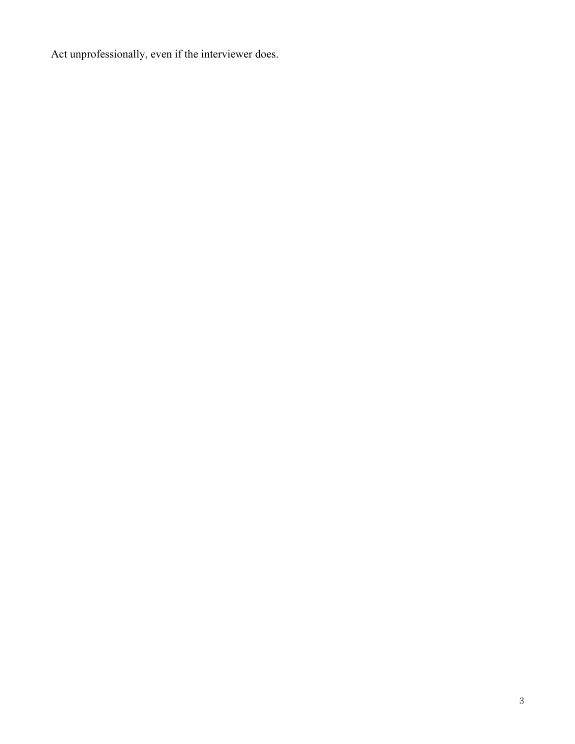Act unprofessionally, even if the interviewer does.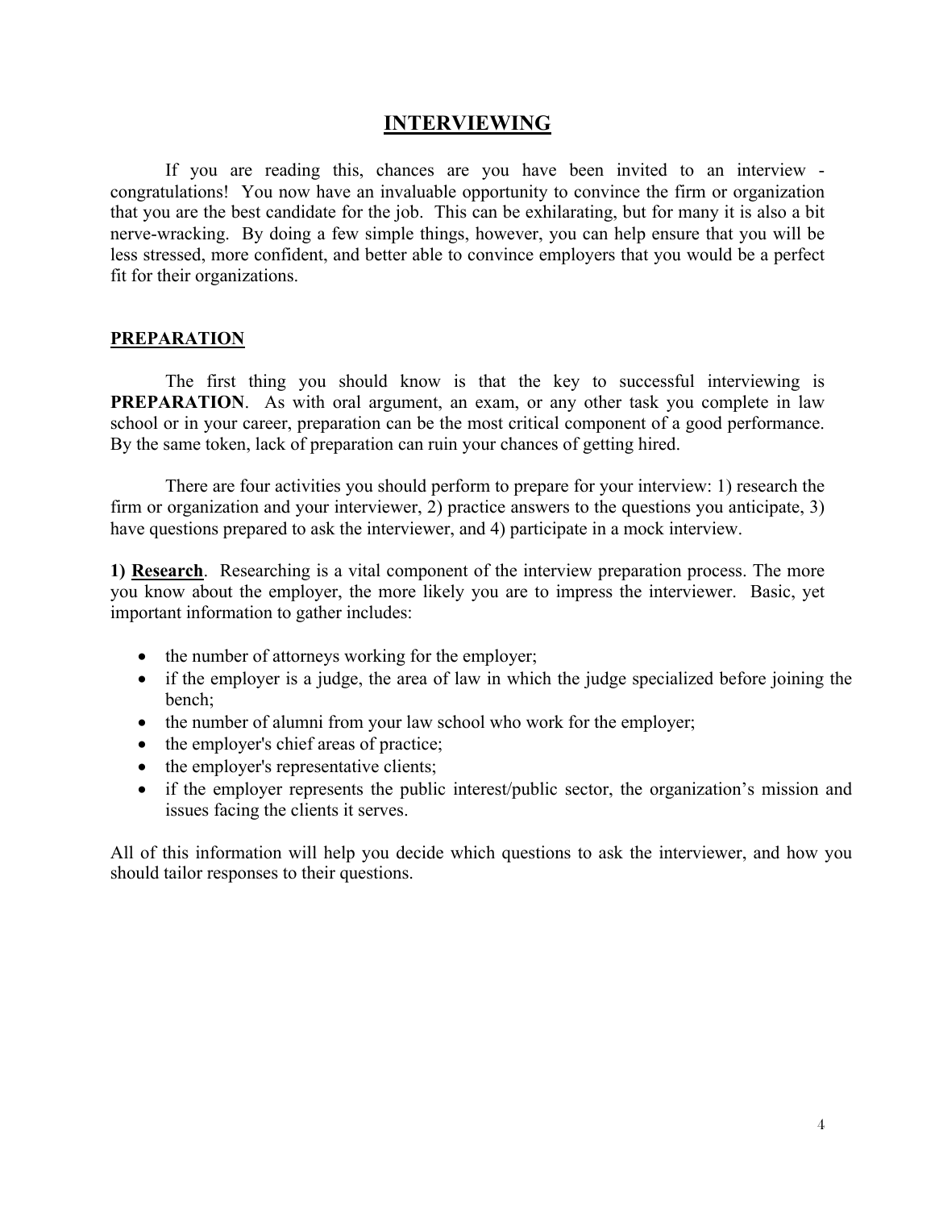# INTERVIEWING

If you are reading this, chances are you have been invited to an interview - congratulations! You now have an invaluable opportunity to convince the firm or organization that you are the best candidate for the job. This can be exhilarating, but for many it is also a bit nerve-wracking. By doing a few simple things, however, you can help ensure that you will be less stressed, more confident, and better able to convince employers that you would be a perfect fit for their organizations.

## PREPARATION

The first thing you should know is that the key to successful interviewing is **PREPARATION**. As with oral argument, an exam, or any other task you complete in law school or in your career, preparation can be the most critical component of a good performance. By the same token, lack of preparation can ruin your chances of getting hired.

There are four activities you should perform to prepare for your interview: 1) research the firm or organization and your interviewer, 2) practice answers to the questions you anticipate, 3) have questions prepared to ask the interviewer, and 4) participate in a mock interview.

**1) Research**. Researching is a vital component of the interview preparation process. The more you know about the employer, the more likely you are to impress the interviewer. Basic, yet important information to gather includes:

- the number of attorneys working for the employer;
- if the employer is a judge, the area of law in which the judge specialized before joining the bench;
- the number of alumni from your law school who work for the employer;
- the employer's chief areas of practice;
- the employer's representative clients;
- if the employer represents the public interest/public sector, the organization's mission and issues facing the clients it serves.

All of this information will help you decide which questions to ask the interviewer, and how you should tailor responses to their questions.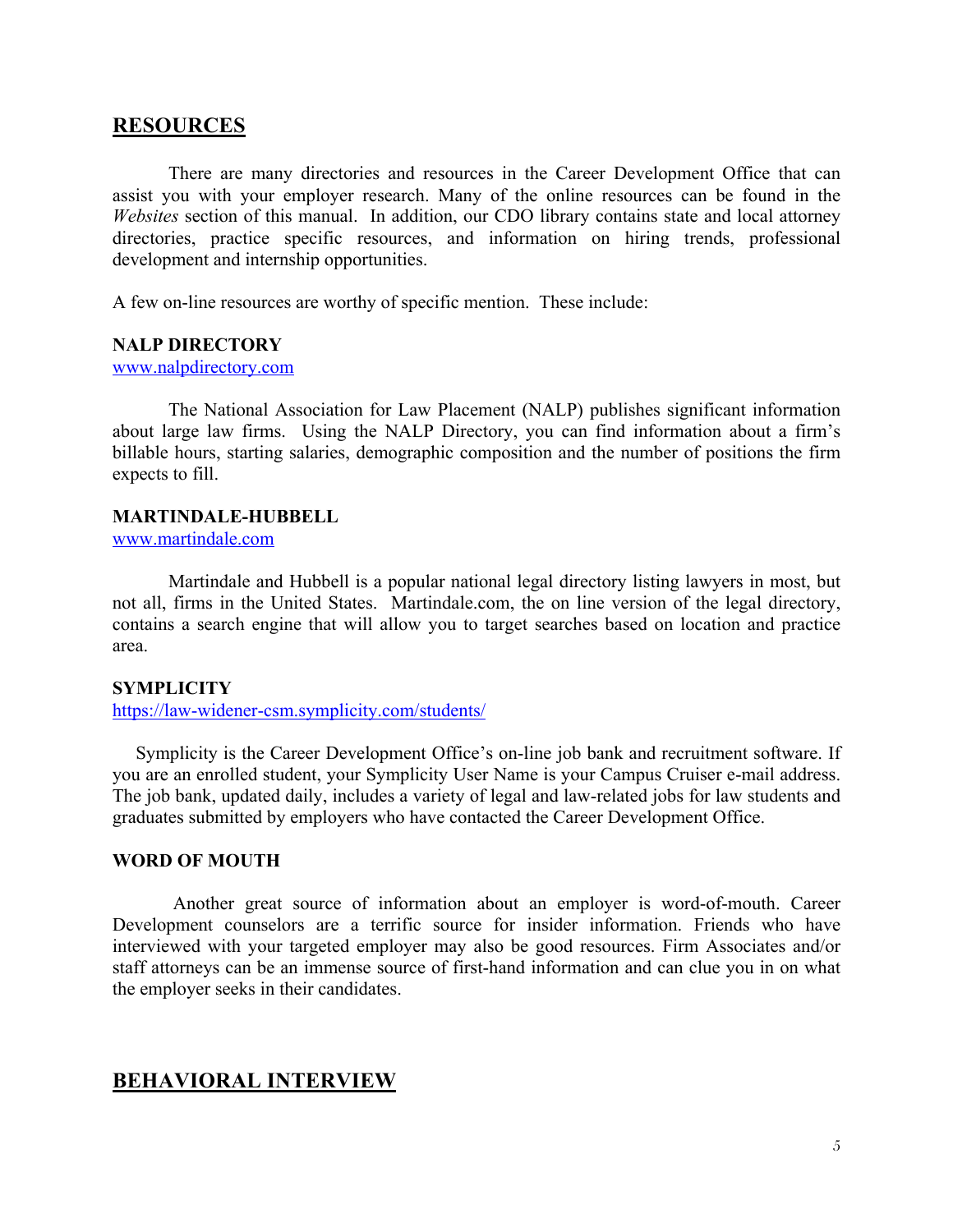## RESOURCES

There are many directories and resources in the Career Development Office that can assist you with your employer research. Many of the online resources can be found in the *Websites* section of this manual. In addition, our CDO library contains state and local attorney directories, practice specific resources, and information on hiring trends, professional development and internship opportunities.

A few on-line resources are worthy of specific mention. These include:

**NALP DIRECTORY**
www.nalpdirectory.com

The National Association for Law Placement (NALP) publishes significant information about large law firms. Using the NALP Directory, you can find information about a firm's billable hours, starting salaries, demographic composition and the number of positions the firm expects to fill.

**MARTINDALE-HUBBELL**
www.martindale.com

Martindale and Hubbell is a popular national legal directory listing lawyers in most, but not all, firms in the United States. Martindale.com, the on line version of the legal directory, contains a search engine that will allow you to target searches based on location and practice area.

**SYMPLICITY**
https://law-widener-csm.symplicity.com/students/

Symplicity is the Career Development Office's on-line job bank and recruitment software. If you are an enrolled student, your Symplicity User Name is your Campus Cruiser e-mail address. The job bank, updated daily, includes a variety of legal and law-related jobs for law students and graduates submitted by employers who have contacted the Career Development Office.

**WORD OF MOUTH**

Another great source of information about an employer is word-of-mouth. Career Development counselors are a terrific source for insider information. Friends who have interviewed with your targeted employer may also be good resources. Firm Associates and/or staff attorneys can be an immense source of first-hand information and can clue you in on what the employer seeks in their candidates.

## BEHAVIORAL INTERVIEW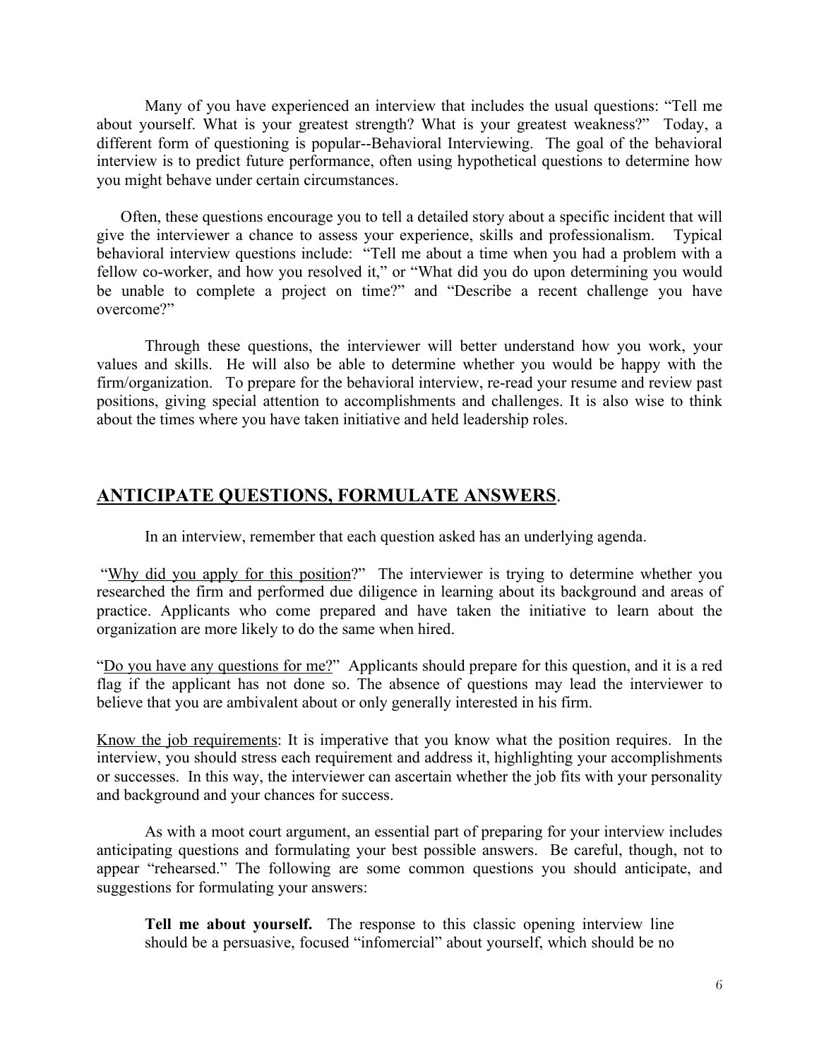Many of you have experienced an interview that includes the usual questions: "Tell me about yourself. What is your greatest strength? What is your greatest weakness?" Today, a different form of questioning is popular--Behavioral Interviewing. The goal of the behavioral interview is to predict future performance, often using hypothetical questions to determine how you might behave under certain circumstances.

Often, these questions encourage you to tell a detailed story about a specific incident that will give the interviewer a chance to assess your experience, skills and professionalism. Typical behavioral interview questions include: "Tell me about a time when you had a problem with a fellow co-worker, and how you resolved it," or "What did you do upon determining you would be unable to complete a project on time?" and "Describe a recent challenge you have overcome?"

Through these questions, the interviewer will better understand how you work, your values and skills. He will also be able to determine whether you would be happy with the firm/organization. To prepare for the behavioral interview, re-read your resume and review past positions, giving special attention to accomplishments and challenges. It is also wise to think about the times where you have taken initiative and held leadership roles.

## ANTICIPATE QUESTIONS, FORMULATE ANSWERS.

In an interview, remember that each question asked has an underlying agenda.

"Why did you apply for this position?" The interviewer is trying to determine whether you researched the firm and performed due diligence in learning about its background and areas of practice. Applicants who come prepared and have taken the initiative to learn about the organization are more likely to do the same when hired.

"Do you have any questions for me?" Applicants should prepare for this question, and it is a red flag if the applicant has not done so. The absence of questions may lead the interviewer to believe that you are ambivalent about or only generally interested in his firm.

Know the job requirements: It is imperative that you know what the position requires. In the interview, you should stress each requirement and address it, highlighting your accomplishments or successes. In this way, the interviewer can ascertain whether the job fits with your personality and background and your chances for success.

As with a moot court argument, an essential part of preparing for your interview includes anticipating questions and formulating your best possible answers. Be careful, though, not to appear "rehearsed." The following are some common questions you should anticipate, and suggestions for formulating your answers:

**Tell me about yourself.** The response to this classic opening interview line should be a persuasive, focused "infomercial" about yourself, which should be no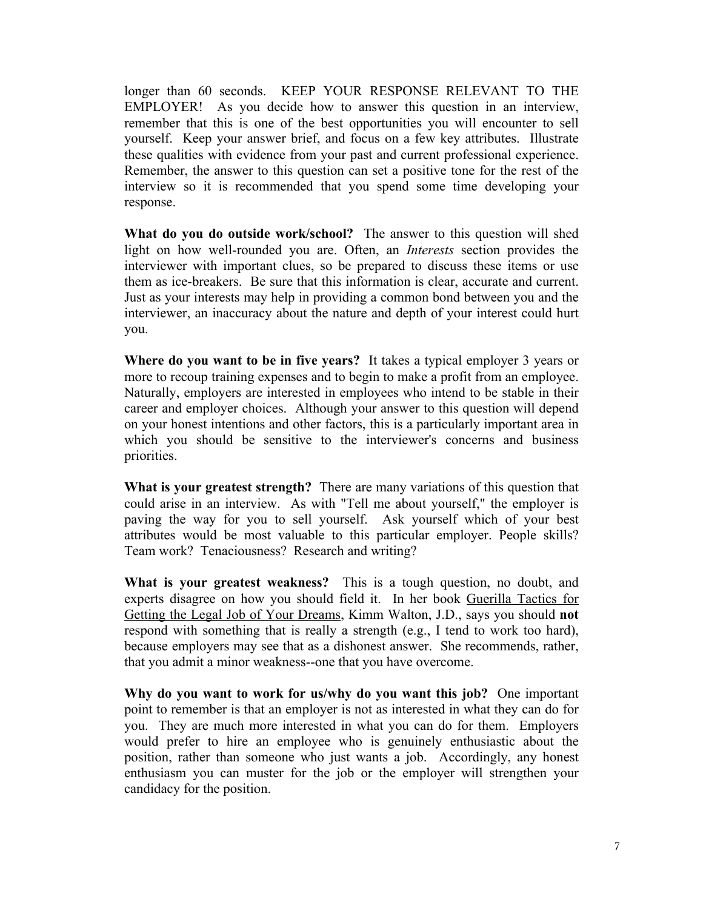longer than 60 seconds. KEEP YOUR RESPONSE RELEVANT TO THE EMPLOYER! As you decide how to answer this question in an interview, remember that this is one of the best opportunities you will encounter to sell yourself. Keep your answer brief, and focus on a few key attributes. Illustrate these qualities with evidence from your past and current professional experience. Remember, the answer to this question can set a positive tone for the rest of the interview so it is recommended that you spend some time developing your response.

**What do you do outside work/school?** The answer to this question will shed light on how well-rounded you are. Often, an *Interests* section provides the interviewer with important clues, so be prepared to discuss these items or use them as ice-breakers. Be sure that this information is clear, accurate and current. Just as your interests may help in providing a common bond between you and the interviewer, an inaccuracy about the nature and depth of your interest could hurt you.

**Where do you want to be in five years?** It takes a typical employer 3 years or more to recoup training expenses and to begin to make a profit from an employee. Naturally, employers are interested in employees who intend to be stable in their career and employer choices. Although your answer to this question will depend on your honest intentions and other factors, this is a particularly important area in which you should be sensitive to the interviewer's concerns and business priorities.

**What is your greatest strength?** There are many variations of this question that could arise in an interview. As with "Tell me about yourself," the employer is paving the way for you to sell yourself. Ask yourself which of your best attributes would be most valuable to this particular employer. People skills? Team work? Tenaciousness? Research and writing?

**What is your greatest weakness?** This is a tough question, no doubt, and experts disagree on how you should field it. In her book Guerilla Tactics for Getting the Legal Job of Your Dreams, Kimm Walton, J.D., says you should **not** respond with something that is really a strength (e.g., I tend to work too hard), because employers may see that as a dishonest answer. She recommends, rather, that you admit a minor weakness--one that you have overcome.

**Why do you want to work for us/why do you want this job?** One important point to remember is that an employer is not as interested in what they can do for you. They are much more interested in what you can do for them. Employers would prefer to hire an employee who is genuinely enthusiastic about the position, rather than someone who just wants a job. Accordingly, any honest enthusiasm you can muster for the job or the employer will strengthen your candidacy for the position.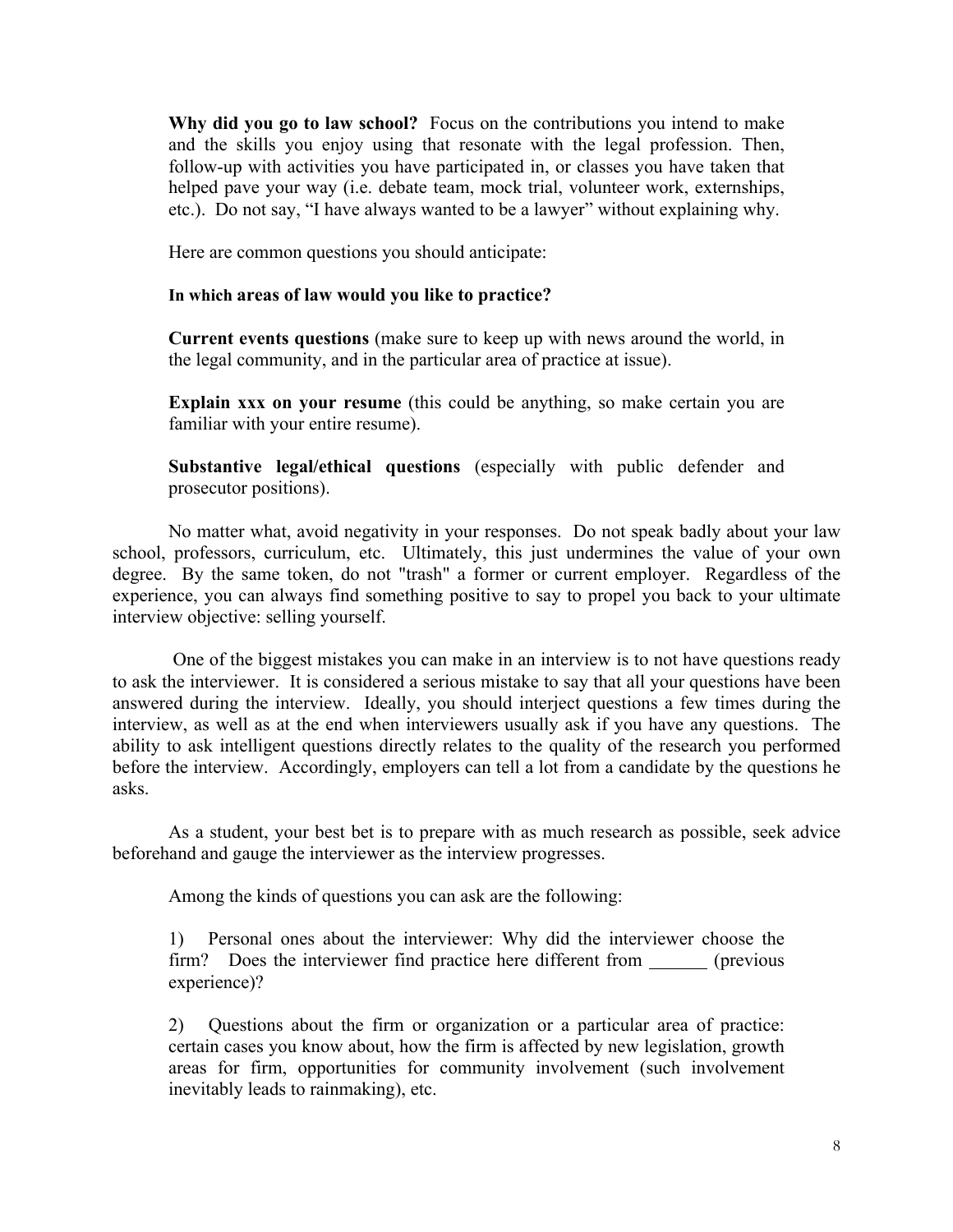**Why did you go to law school?** Focus on the contributions you intend to make and the skills you enjoy using that resonate with the legal profession. Then, follow-up with activities you have participated in, or classes you have taken that helped pave your way (i.e. debate team, mock trial, volunteer work, externships, etc.). Do not say, "I have always wanted to be a lawyer" without explaining why.

Here are common questions you should anticipate:

**In which areas of law would you like to practice?**

**Current events questions** (make sure to keep up with news around the world, in the legal community, and in the particular area of practice at issue).

**Explain xxx on your resume** (this could be anything, so make certain you are familiar with your entire resume).

**Substantive legal/ethical questions** (especially with public defender and prosecutor positions).

No matter what, avoid negativity in your responses. Do not speak badly about your law school, professors, curriculum, etc. Ultimately, this just undermines the value of your own degree. By the same token, do not "trash" a former or current employer. Regardless of the experience, you can always find something positive to say to propel you back to your ultimate interview objective: selling yourself.

One of the biggest mistakes you can make in an interview is to not have questions ready to ask the interviewer. It is considered a serious mistake to say that all your questions have been answered during the interview. Ideally, you should interject questions a few times during the interview, as well as at the end when interviewers usually ask if you have any questions. The ability to ask intelligent questions directly relates to the quality of the research you performed before the interview. Accordingly, employers can tell a lot from a candidate by the questions he asks.

As a student, your best bet is to prepare with as much research as possible, seek advice beforehand and gauge the interviewer as the interview progresses.

Among the kinds of questions you can ask are the following:

1) Personal ones about the interviewer: Why did the interviewer choose the firm? Does the interviewer find practice here different from ______ (previous experience)?

2) Questions about the firm or organization or a particular area of practice: certain cases you know about, how the firm is affected by new legislation, growth areas for firm, opportunities for community involvement (such involvement inevitably leads to rainmaking), etc.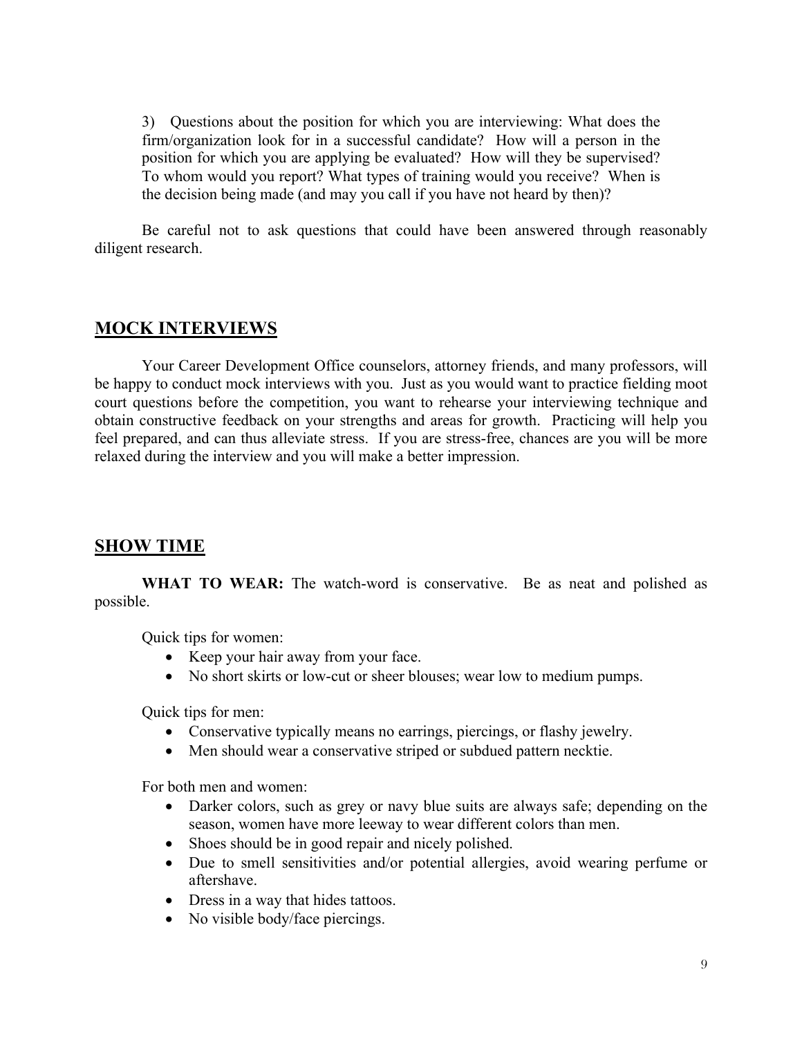3) Questions about the position for which you are interviewing: What does the firm/organization look for in a successful candidate? How will a person in the position for which you are applying be evaluated? How will they be supervised? To whom would you report? What types of training would you receive? When is the decision being made (and may you call if you have not heard by then)?

Be careful not to ask questions that could have been answered through reasonably diligent research.

## MOCK INTERVIEWS

Your Career Development Office counselors, attorney friends, and many professors, will be happy to conduct mock interviews with you. Just as you would want to practice fielding moot court questions before the competition, you want to rehearse your interviewing technique and obtain constructive feedback on your strengths and areas for growth. Practicing will help you feel prepared, and can thus alleviate stress. If you are stress-free, chances are you will be more relaxed during the interview and you will make a better impression.

## SHOW TIME

**WHAT TO WEAR:** The watch-word is conservative. Be as neat and polished as possible.

Quick tips for women:

- Keep your hair away from your face.
- No short skirts or low-cut or sheer blouses; wear low to medium pumps.

Quick tips for men:

- Conservative typically means no earrings, piercings, or flashy jewelry.
- Men should wear a conservative striped or subdued pattern necktie.

For both men and women:

- Darker colors, such as grey or navy blue suits are always safe; depending on the season, women have more leeway to wear different colors than men.
- Shoes should be in good repair and nicely polished.
- Due to smell sensitivities and/or potential allergies, avoid wearing perfume or aftershave.
- Dress in a way that hides tattoos.
- No visible body/face piercings.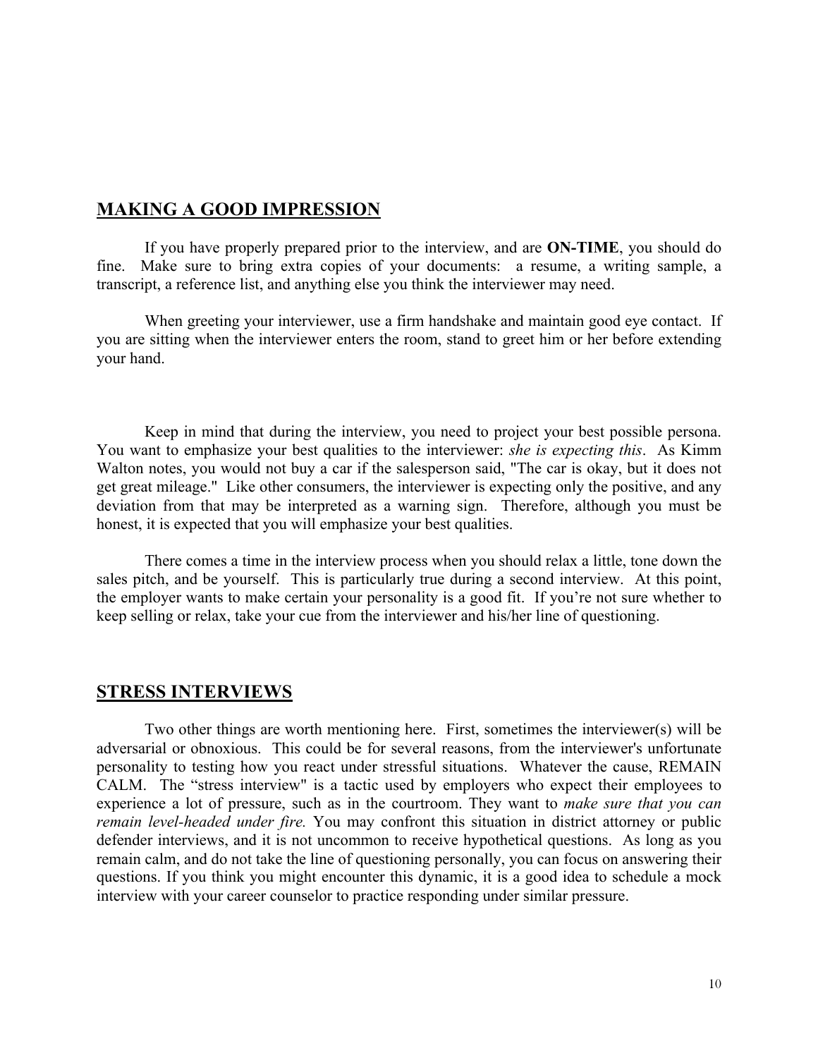## MAKING A GOOD IMPRESSION

If you have properly prepared prior to the interview, and are **ON-TIME**, you should do fine. Make sure to bring extra copies of your documents: a resume, a writing sample, a transcript, a reference list, and anything else you think the interviewer may need.

When greeting your interviewer, use a firm handshake and maintain good eye contact. If you are sitting when the interviewer enters the room, stand to greet him or her before extending your hand.

Keep in mind that during the interview, you need to project your best possible persona. You want to emphasize your best qualities to the interviewer: *she is expecting this*. As Kimm Walton notes, you would not buy a car if the salesperson said, "The car is okay, but it does not get great mileage." Like other consumers, the interviewer is expecting only the positive, and any deviation from that may be interpreted as a warning sign. Therefore, although you must be honest, it is expected that you will emphasize your best qualities.

There comes a time in the interview process when you should relax a little, tone down the sales pitch, and be yourself. This is particularly true during a second interview. At this point, the employer wants to make certain your personality is a good fit. If you're not sure whether to keep selling or relax, take your cue from the interviewer and his/her line of questioning.

## STRESS INTERVIEWS

Two other things are worth mentioning here. First, sometimes the interviewer(s) will be adversarial or obnoxious. This could be for several reasons, from the interviewer's unfortunate personality to testing how you react under stressful situations. Whatever the cause, REMAIN CALM. The "stress interview" is a tactic used by employers who expect their employees to experience a lot of pressure, such as in the courtroom. They want to *make sure that you can remain level-headed under fire.* You may confront this situation in district attorney or public defender interviews, and it is not uncommon to receive hypothetical questions. As long as you remain calm, and do not take the line of questioning personally, you can focus on answering their questions. If you think you might encounter this dynamic, it is a good idea to schedule a mock interview with your career counselor to practice responding under similar pressure.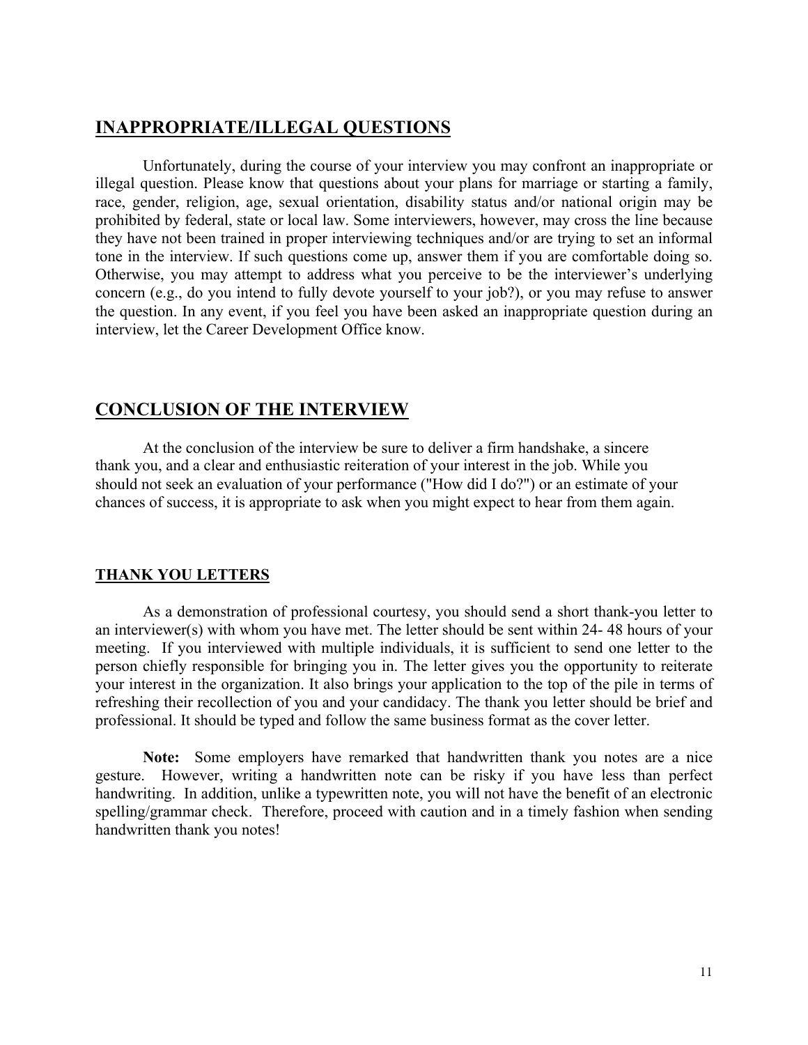## INAPPROPRIATE/ILLEGAL QUESTIONS

Unfortunately, during the course of your interview you may confront an inappropriate or illegal question. Please know that questions about your plans for marriage or starting a family, race, gender, religion, age, sexual orientation, disability status and/or national origin may be prohibited by federal, state or local law. Some interviewers, however, may cross the line because they have not been trained in proper interviewing techniques and/or are trying to set an informal tone in the interview. If such questions come up, answer them if you are comfortable doing so. Otherwise, you may attempt to address what you perceive to be the interviewer's underlying concern (e.g., do you intend to fully devote yourself to your job?), or you may refuse to answer the question. In any event, if you feel you have been asked an inappropriate question during an interview, let the Career Development Office know.

## CONCLUSION OF THE INTERVIEW

At the conclusion of the interview be sure to deliver a firm handshake, a sincere thank you, and a clear and enthusiastic reiteration of your interest in the job. While you should not seek an evaluation of your performance ("How did I do?") or an estimate of your chances of success, it is appropriate to ask when you might expect to hear from them again.

### THANK YOU LETTERS

As a demonstration of professional courtesy, you should send a short thank-you letter to an interviewer(s) with whom you have met. The letter should be sent within 24- 48 hours of your meeting. If you interviewed with multiple individuals, it is sufficient to send one letter to the person chiefly responsible for bringing you in. The letter gives you the opportunity to reiterate your interest in the organization. It also brings your application to the top of the pile in terms of refreshing their recollection of you and your candidacy. The thank you letter should be brief and professional. It should be typed and follow the same business format as the cover letter.

**Note:** Some employers have remarked that handwritten thank you notes are a nice gesture. However, writing a handwritten note can be risky if you have less than perfect handwriting. In addition, unlike a typewritten note, you will not have the benefit of an electronic spelling/grammar check. Therefore, proceed with caution and in a timely fashion when sending handwritten thank you notes!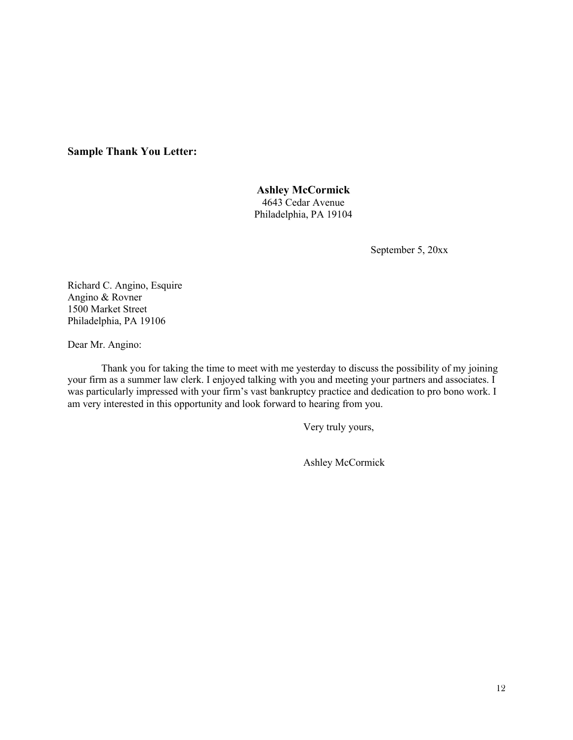**Sample Thank You Letter:**

**Ashley McCormick**
4643 Cedar Avenue
Philadelphia, PA 19104

September 5, 20xx

Richard C. Angino, Esquire
Angino & Rovner
1500 Market Street
Philadelphia, PA 19106

Dear Mr. Angino:

Thank you for taking the time to meet with me yesterday to discuss the possibility of my joining your firm as a summer law clerk. I enjoyed talking with you and meeting your partners and associates. I was particularly impressed with your firm's vast bankruptcy practice and dedication to pro bono work. I am very interested in this opportunity and look forward to hearing from you.

Very truly yours,

Ashley McCormick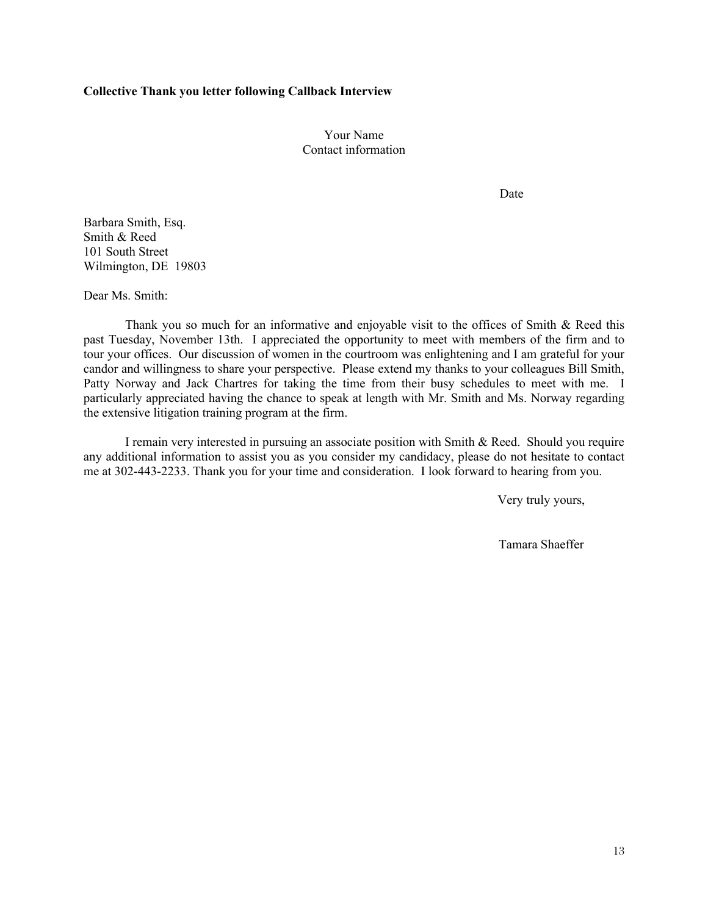**Collective Thank you letter following Callback Interview**

Your Name
Contact information

Date

Barbara Smith, Esq.
Smith & Reed
101 South Street
Wilmington, DE 19803

Dear Ms. Smith:

Thank you so much for an informative and enjoyable visit to the offices of Smith & Reed this past Tuesday, November 13th. I appreciated the opportunity to meet with members of the firm and to tour your offices. Our discussion of women in the courtroom was enlightening and I am grateful for your candor and willingness to share your perspective. Please extend my thanks to your colleagues Bill Smith, Patty Norway and Jack Chartres for taking the time from their busy schedules to meet with me. I particularly appreciated having the chance to speak at length with Mr. Smith and Ms. Norway regarding the extensive litigation training program at the firm.

I remain very interested in pursuing an associate position with Smith & Reed. Should you require any additional information to assist you as you consider my candidacy, please do not hesitate to contact me at 302-443-2233. Thank you for your time and consideration. I look forward to hearing from you.

Very truly yours,

Tamara Shaeffer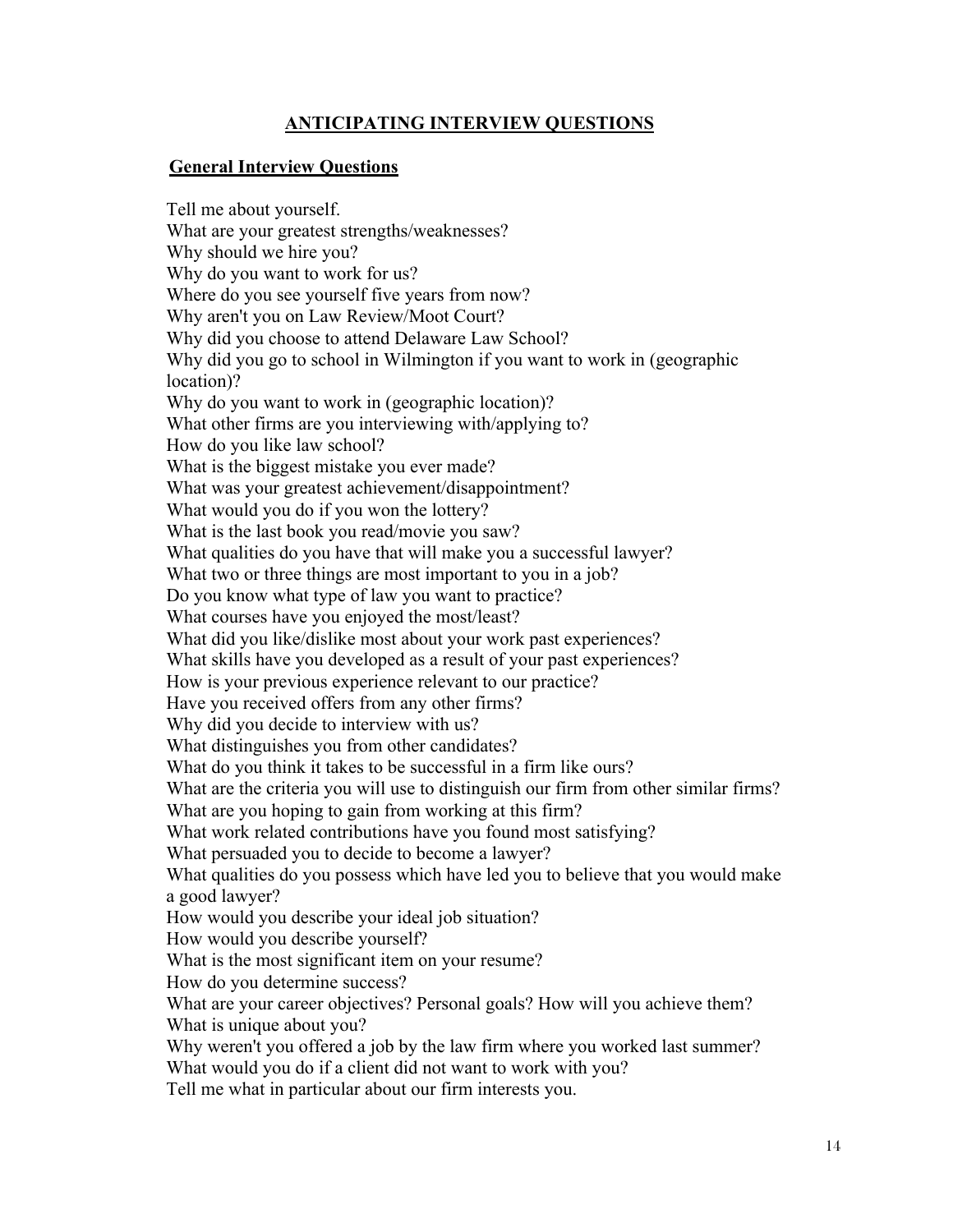# ANTICIPATING INTERVIEW QUESTIONS

## General Interview Questions

Tell me about yourself.
What are your greatest strengths/weaknesses?
Why should we hire you?
Why do you want to work for us?
Where do you see yourself five years from now?
Why aren't you on Law Review/Moot Court?
Why did you choose to attend Delaware Law School?
Why did you go to school in Wilmington if you want to work in (geographic location)?
Why do you want to work in (geographic location)?
What other firms are you interviewing with/applying to?
How do you like law school?
What is the biggest mistake you ever made?
What was your greatest achievement/disappointment?
What would you do if you won the lottery?
What is the last book you read/movie you saw?
What qualities do you have that will make you a successful lawyer?
What two or three things are most important to you in a job?
Do you know what type of law you want to practice?
What courses have you enjoyed the most/least?
What did you like/dislike most about your work past experiences?
What skills have you developed as a result of your past experiences?
How is your previous experience relevant to our practice?
Have you received offers from any other firms?
Why did you decide to interview with us?
What distinguishes you from other candidates?
What do you think it takes to be successful in a firm like ours?
What are the criteria you will use to distinguish our firm from other similar firms?
What are you hoping to gain from working at this firm?
What work related contributions have you found most satisfying?
What persuaded you to decide to become a lawyer?
What qualities do you possess which have led you to believe that you would make a good lawyer?
How would you describe your ideal job situation?
How would you describe yourself?
What is the most significant item on your resume?
How do you determine success?
What are your career objectives? Personal goals? How will you achieve them?
What is unique about you?
Why weren't you offered a job by the law firm where you worked last summer?
What would you do if a client did not want to work with you?
Tell me what in particular about our firm interests you.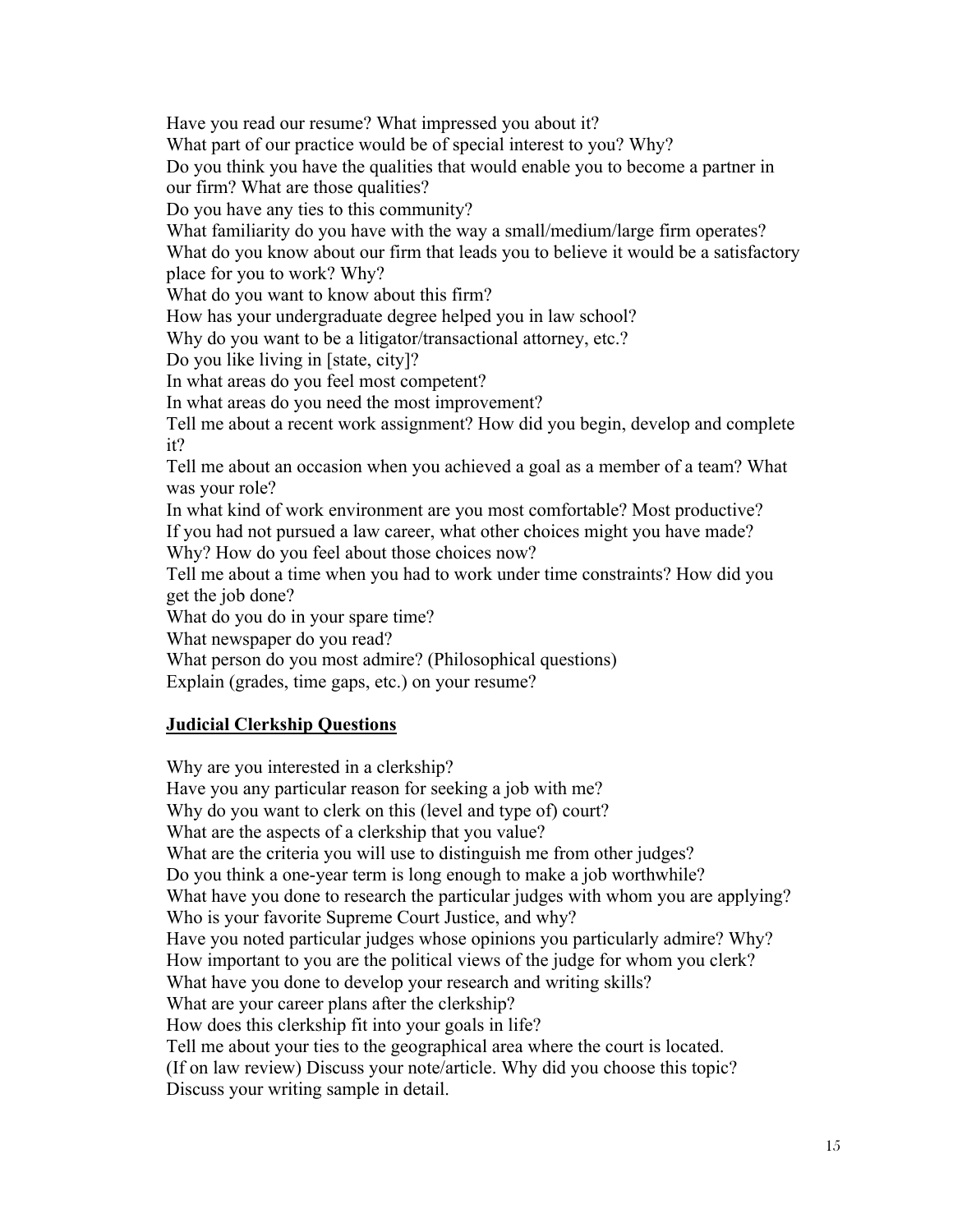Have you read our resume? What impressed you about it?
What part of our practice would be of special interest to you? Why?
Do you think you have the qualities that would enable you to become a partner in our firm? What are those qualities?
Do you have any ties to this community?
What familiarity do you have with the way a small/medium/large firm operates?
What do you know about our firm that leads you to believe it would be a satisfactory place for you to work? Why?
What do you want to know about this firm?
How has your undergraduate degree helped you in law school?
Why do you want to be a litigator/transactional attorney, etc.?
Do you like living in [state, city]?
In what areas do you feel most competent?
In what areas do you need the most improvement?
Tell me about a recent work assignment? How did you begin, develop and complete it?
Tell me about an occasion when you achieved a goal as a member of a team? What was your role?
In what kind of work environment are you most comfortable? Most productive?
If you had not pursued a law career, what other choices might you have made? Why? How do you feel about those choices now?
Tell me about a time when you had to work under time constraints? How did you get the job done?
What do you do in your spare time?
What newspaper do you read?
What person do you most admire? (Philosophical questions)
Explain (grades, time gaps, etc.) on your resume?

## Judicial Clerkship Questions

Why are you interested in a clerkship?
Have you any particular reason for seeking a job with me?
Why do you want to clerk on this (level and type of) court?
What are the aspects of a clerkship that you value?
What are the criteria you will use to distinguish me from other judges?
Do you think a one-year term is long enough to make a job worthwhile?
What have you done to research the particular judges with whom you are applying?
Who is your favorite Supreme Court Justice, and why?
Have you noted particular judges whose opinions you particularly admire? Why?
How important to you are the political views of the judge for whom you clerk?
What have you done to develop your research and writing skills?
What are your career plans after the clerkship?
How does this clerkship fit into your goals in life?
Tell me about your ties to the geographical area where the court is located.
(If on law review) Discuss your note/article. Why did you choose this topic?
Discuss your writing sample in detail.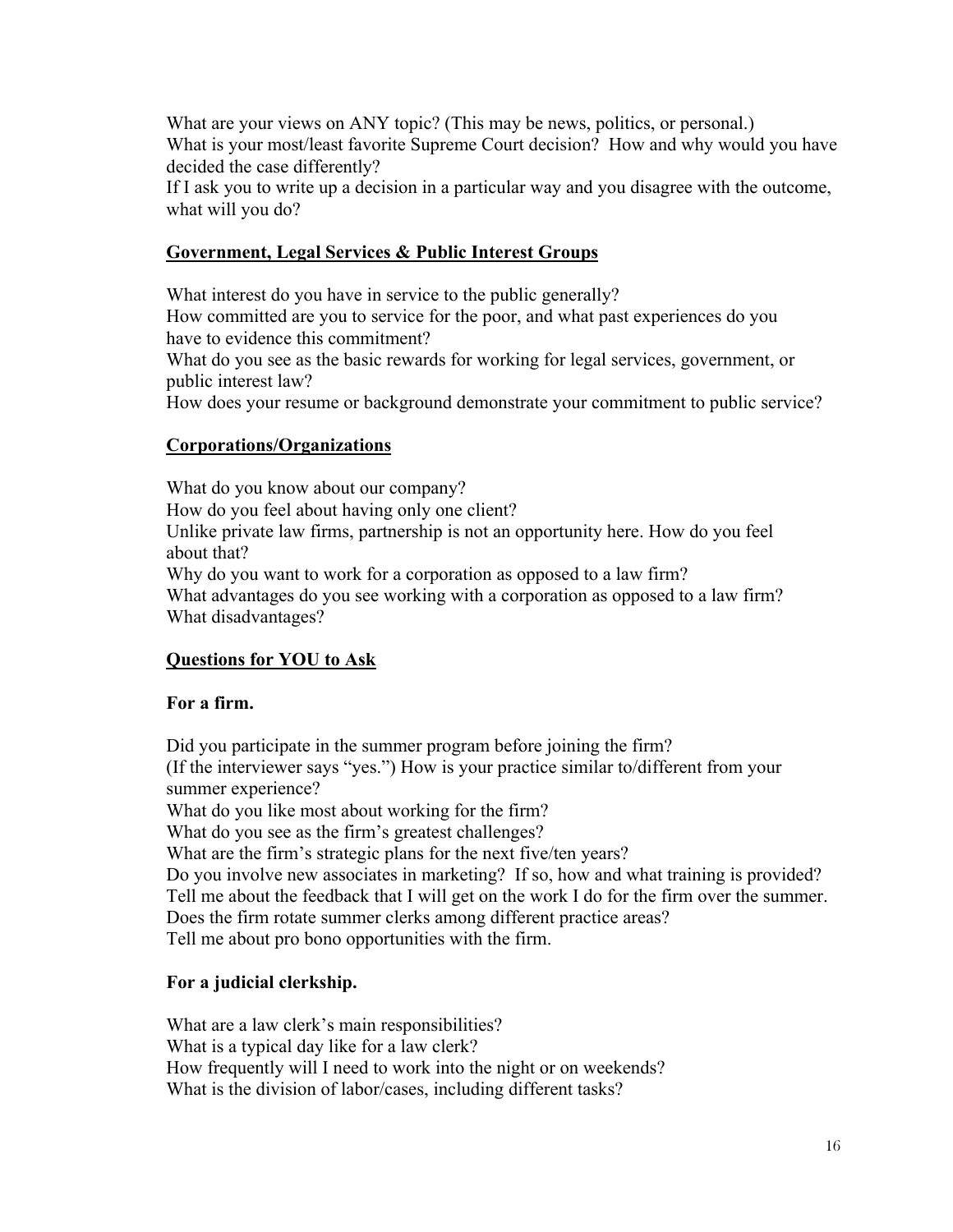What are your views on ANY topic? (This may be news, politics, or personal.)
What is your most/least favorite Supreme Court decision? How and why would you have decided the case differently?
If I ask you to write up a decision in a particular way and you disagree with the outcome, what will you do?

## Government, Legal Services & Public Interest Groups

What interest do you have in service to the public generally?
How committed are you to service for the poor, and what past experiences do you have to evidence this commitment?
What do you see as the basic rewards for working for legal services, government, or public interest law?
How does your resume or background demonstrate your commitment to public service?

## Corporations/Organizations

What do you know about our company?
How do you feel about having only one client?
Unlike private law firms, partnership is not an opportunity here. How do you feel about that?
Why do you want to work for a corporation as opposed to a law firm?
What advantages do you see working with a corporation as opposed to a law firm? What disadvantages?

## Questions for YOU to Ask

### For a firm.

Did you participate in the summer program before joining the firm?
(If the interviewer says "yes.") How is your practice similar to/different from your summer experience?
What do you like most about working for the firm?
What do you see as the firm's greatest challenges?
What are the firm's strategic plans for the next five/ten years?
Do you involve new associates in marketing? If so, how and what training is provided?
Tell me about the feedback that I will get on the work I do for the firm over the summer.
Does the firm rotate summer clerks among different practice areas?
Tell me about pro bono opportunities with the firm.

### For a judicial clerkship.

What are a law clerk's main responsibilities?
What is a typical day like for a law clerk?
How frequently will I need to work into the night or on weekends?
What is the division of labor/cases, including different tasks?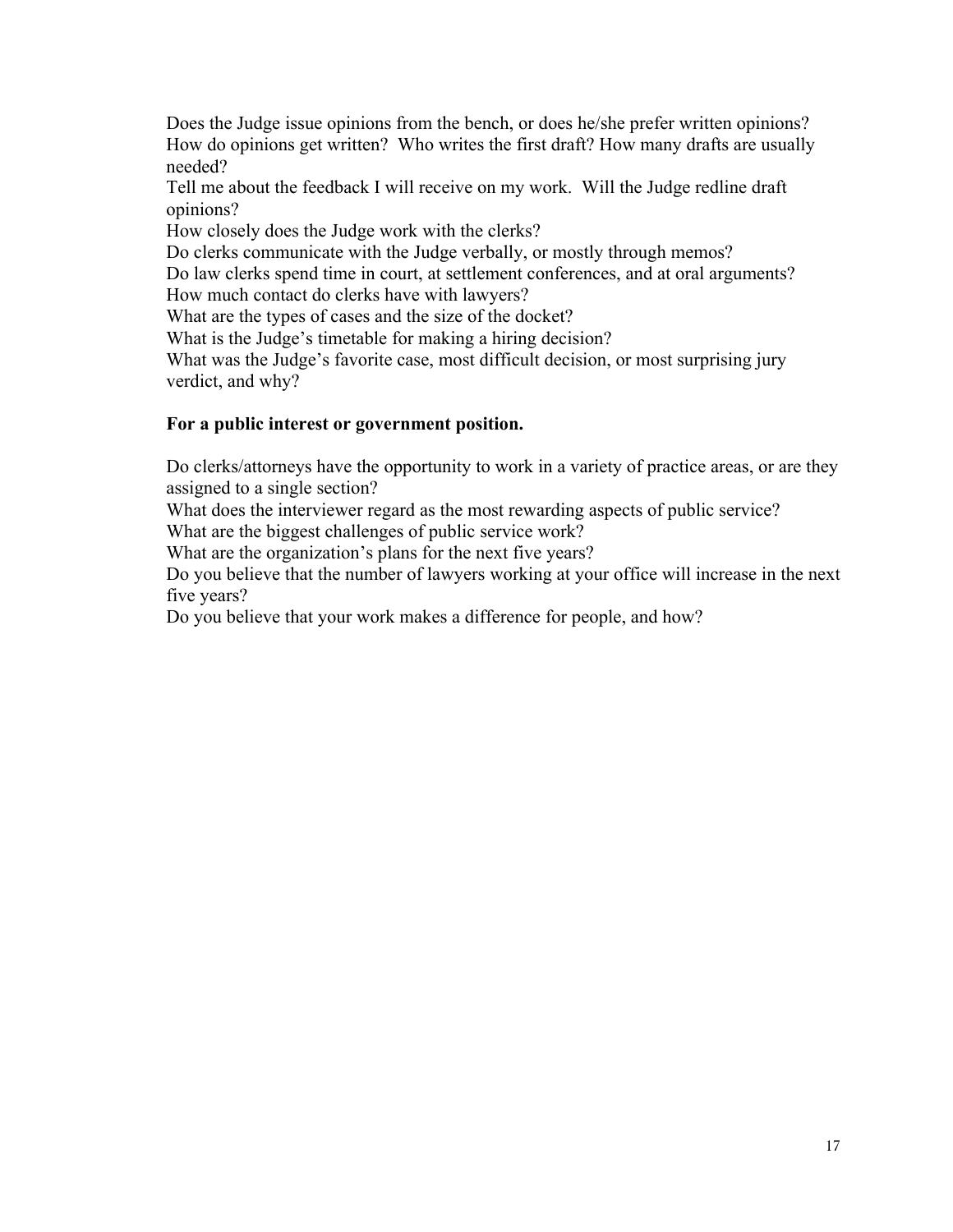Does the Judge issue opinions from the bench, or does he/she prefer written opinions?
How do opinions get written? Who writes the first draft? How many drafts are usually needed?
Tell me about the feedback I will receive on my work. Will the Judge redline draft opinions?
How closely does the Judge work with the clerks?
Do clerks communicate with the Judge verbally, or mostly through memos?
Do law clerks spend time in court, at settlement conferences, and at oral arguments?
How much contact do clerks have with lawyers?
What are the types of cases and the size of the docket?
What is the Judge's timetable for making a hiring decision?
What was the Judge's favorite case, most difficult decision, or most surprising jury verdict, and why?

**For a public interest or government position.**

Do clerks/attorneys have the opportunity to work in a variety of practice areas, or are they assigned to a single section?
What does the interviewer regard as the most rewarding aspects of public service?
What are the biggest challenges of public service work?
What are the organization's plans for the next five years?
Do you believe that the number of lawyers working at your office will increase in the next five years?
Do you believe that your work makes a difference for people, and how?